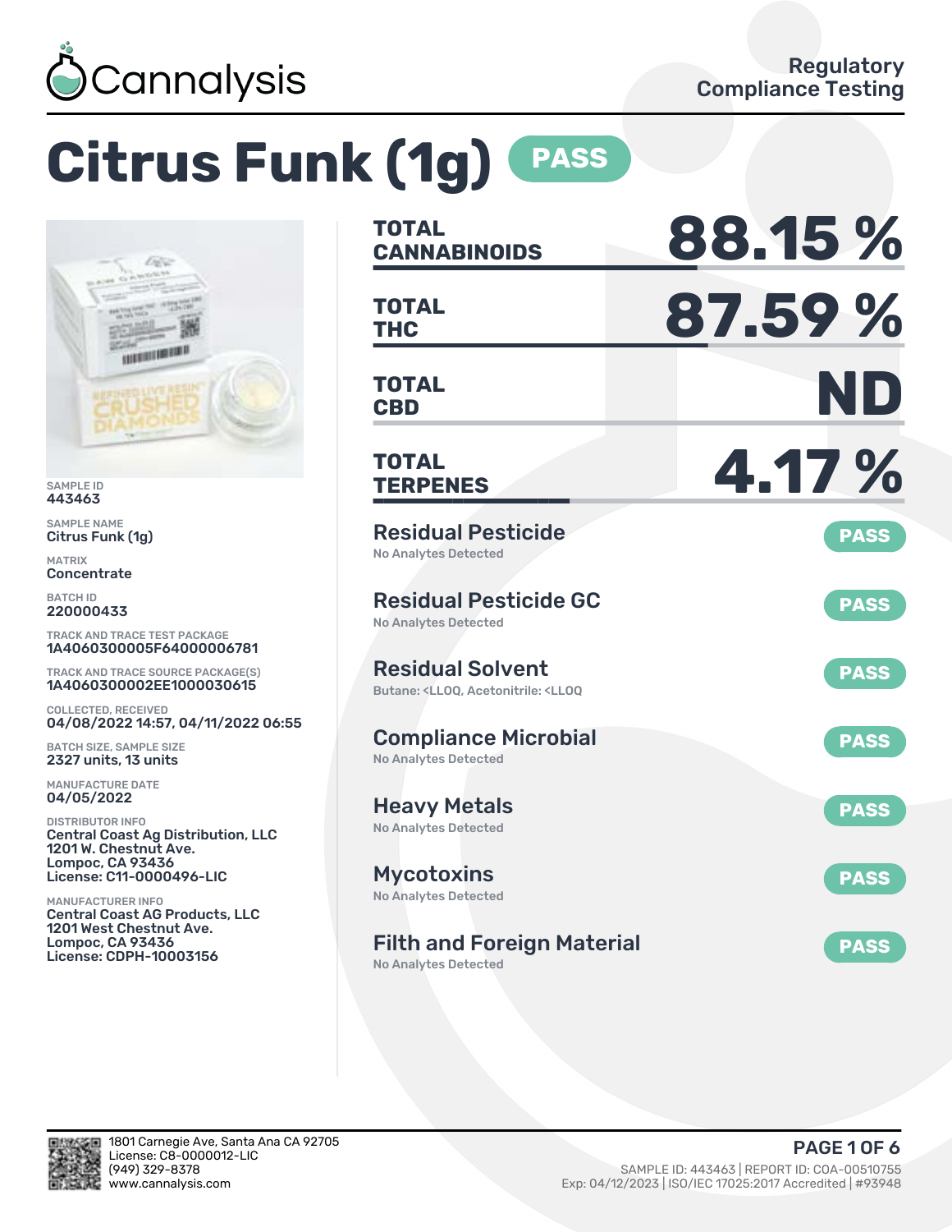Cannalysis

Regulatory Compliance Testing

# Citrus Funk (1g) PASS

SAMPLE ID
443463

SAMPLE NAME
Citrus Funk (1g)

MATRIX
Concentrate

BATCH ID
220000433

TRACK AND TRACE TEST PACKAGE
1A4060300005F64000006781

TRACK AND TRACE SOURCE PACKAGE(S)
1A4060300002EE1000030615

COLLECTED, RECEIVED
04/08/2022 14:57, 04/11/2022 06:55

BATCH SIZE, SAMPLE SIZE
2327 units, 13 units

MANUFACTURE DATE
04/05/2022

DISTRIBUTOR INFO
Central Coast Ag Distribution, LLC
1201 W. Chestnut Ave.
Lompoc, CA 93436
License: C11-0000496-LIC

MANUFACTURER INFO
Central Coast AG Products, LLC
1201 West Chestnut Ave.
Lompoc, CA 93436
License: CDPH-10003156

| | |
|---|---|
| **TOTAL CANNABINOIDS** | **88.15 %** |
| **TOTAL THC** | **87.59 %** |
| **TOTAL CBD** | **ND** |
| **TOTAL TERPENES** | **4.17 %** |

| Test | Result |
|---|---|
| **Residual Pesticide** — No Analytes Detected | PASS |
| **Residual Pesticide GC** — No Analytes Detected | PASS |
| **Residual Solvent** — Butane: <LLOQ, Acetonitrile: <LLOQ | PASS |
| **Compliance Microbial** — No Analytes Detected | PASS |
| **Heavy Metals** — No Analytes Detected | PASS |
| **Mycotoxins** — No Analytes Detected | PASS |
| **Filth and Foreign Material** — No Analytes Detected | PASS |

1801 Carnegie Ave, Santa Ana CA 92705
License: C8-0000012-LIC
(949) 329-8378
www.cannalysis.com

SAMPLE ID: 443463 | REPORT ID: COA-00510755
Exp: 04/12/2023 | ISO/IEC 17025:2017 Accredited | #93948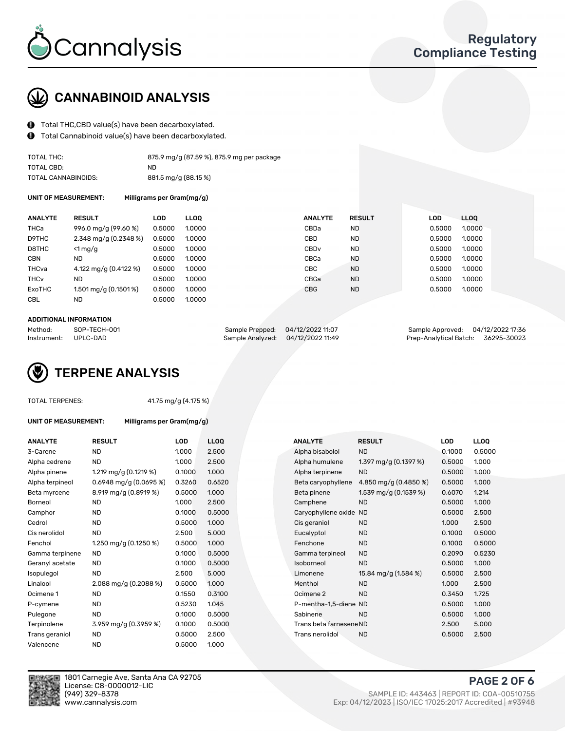# CANNABINOID ANALYSIS

- Total THC,CBD value(s) have been decarboxylated.
- Total Cannabinoid value(s) have been decarboxylated.

| | |
|---|---|
| TOTAL THC: | 875.9 mg/g (87.59 %), 875.9 mg per package |
| TOTAL CBD: | ND |
| TOTAL CANNABINOIDS: | 881.5 mg/g (88.15 %) |

**UNIT OF MEASUREMENT:** Milligrams per Gram(mg/g)

| ANALYTE | RESULT | LOD | LLOQ | ANALYTE | RESULT | LOD | LLOQ |
|---|---|---|---|---|---|---|---|
| THCa | 996.0 mg/g (99.60 %) | 0.5000 | 1.0000 | CBDa | ND | 0.5000 | 1.0000 |
| D9THC | 2.348 mg/g (0.2348 %) | 0.5000 | 1.0000 | CBD | ND | 0.5000 | 1.0000 |
| D8THC | <1 mg/g | 0.5000 | 1.0000 | CBDv | ND | 0.5000 | 1.0000 |
| CBN | ND | 0.5000 | 1.0000 | CBCa | ND | 0.5000 | 1.0000 |
| THCva | 4.122 mg/g (0.4122 %) | 0.5000 | 1.0000 | CBC | ND | 0.5000 | 1.0000 |
| THCv | ND | 0.5000 | 1.0000 | CBGa | ND | 0.5000 | 1.0000 |
| ExoTHC | 1.501 mg/g (0.1501 %) | 0.5000 | 1.0000 | CBG | ND | 0.5000 | 1.0000 |
| CBL | ND | 0.5000 | 1.0000 | | | | |

**ADDITIONAL INFORMATION**

| | | | | | |
|---|---|---|---|---|---|
| Method: | SOP-TECH-001 | Sample Prepped: | 04/12/2022 11:07 | Sample Approved: | 04/12/2022 17:36 |
| Instrument: | UPLC-DAD | Sample Analyzed: | 04/12/2022 11:49 | Prep-Analytical Batch: | 36295-30023 |

# TERPENE ANALYSIS

TOTAL TERPENES: 41.75 mg/g (4.175 %)

**UNIT OF MEASUREMENT:** Milligrams per Gram(mg/g)

| ANALYTE | RESULT | LOD | LLOQ | ANALYTE | RESULT | LOD | LLOQ |
|---|---|---|---|---|---|---|---|
| 3-Carene | ND | 1.000 | 2.500 | Alpha bisabolol | ND | 0.1000 | 0.5000 |
| Alpha cedrene | ND | 1.000 | 2.500 | Alpha humulene | 1.397 mg/g (0.1397 %) | 0.5000 | 1.000 |
| Alpha pinene | 1.219 mg/g (0.1219 %) | 0.1000 | 1.000 | Alpha terpinene | ND | 0.5000 | 1.000 |
| Alpha terpineol | 0.6948 mg/g (0.0695 %) | 0.3260 | 0.6520 | Beta caryophyllene | 4.850 mg/g (0.4850 %) | 0.5000 | 1.000 |
| Beta myrcene | 8.919 mg/g (0.8919 %) | 0.5000 | 1.000 | Beta pinene | 1.539 mg/g (0.1539 %) | 0.6070 | 1.214 |
| Borneol | ND | 1.000 | 2.500 | Camphene | ND | 0.5000 | 1.000 |
| Camphor | ND | 0.1000 | 0.5000 | Caryophyllene oxide | ND | 0.5000 | 2.500 |
| Cedrol | ND | 0.5000 | 1.000 | Cis geraniol | ND | 1.000 | 2.500 |
| Cis nerolidol | ND | 2.500 | 5.000 | Eucalyptol | ND | 0.1000 | 0.5000 |
| Fenchol | 1.250 mg/g (0.1250 %) | 0.5000 | 1.000 | Fenchone | ND | 0.1000 | 0.5000 |
| Gamma terpinene | ND | 0.1000 | 0.5000 | Gamma terpineol | ND | 0.2090 | 0.5230 |
| Geranyl acetate | ND | 0.1000 | 0.5000 | Isoborneol | ND | 0.5000 | 1.000 |
| Isopulegol | ND | 2.500 | 5.000 | Limonene | 15.84 mg/g (1.584 %) | 0.5000 | 2.500 |
| Linalool | 2.088 mg/g (0.2088 %) | 0.5000 | 1.000 | Menthol | ND | 1.000 | 2.500 |
| Ocimene 1 | ND | 0.1550 | 0.3100 | Ocimene 2 | ND | 0.3450 | 1.725 |
| P-cymene | ND | 0.5230 | 1.045 | P-mentha-1,5-diene | ND | 0.5000 | 1.000 |
| Pulegone | ND | 0.1000 | 0.5000 | Sabinene | ND | 0.5000 | 1.000 |
| Terpinolene | 3.959 mg/g (0.3959 %) | 0.1000 | 0.5000 | Trans beta farnesene | ND | 2.500 | 5.000 |
| Trans geraniol | ND | 0.5000 | 2.500 | Trans nerolidol | ND | 0.5000 | 2.500 |
| Valencene | ND | 0.5000 | 1.000 | | | | |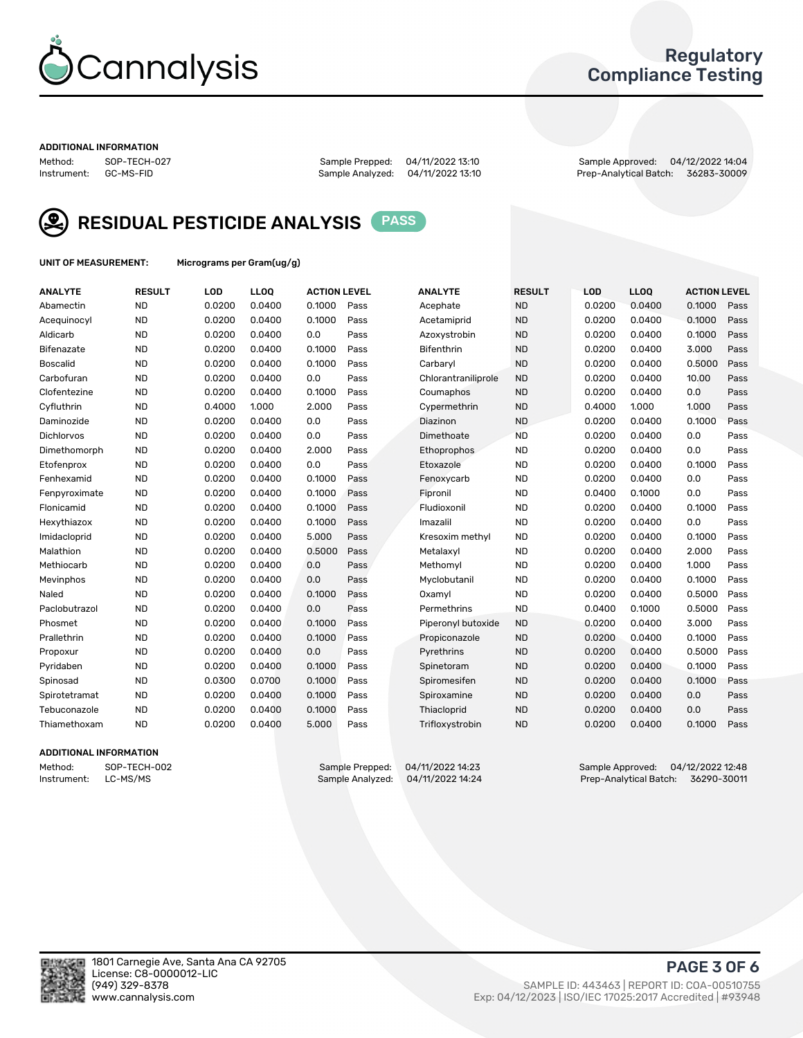# Cannalysis

## Regulatory Compliance Testing

**ADDITIONAL INFORMATION**

Method: SOP-TECH-027
Instrument: GC-MS-FID

Sample Prepped: 04/11/2022 13:10
Sample Analyzed: 04/11/2022 13:10

Sample Approved: 04/12/2022 14:04
Prep-Analytical Batch: 36283-30009

## RESIDUAL PESTICIDE ANALYSIS — PASS

**UNIT OF MEASUREMENT:** Micrograms per Gram(ug/g)

| ANALYTE | RESULT | LOD | LLOQ | ACTION LEVEL | | ANALYTE | RESULT | LOD | LLOQ | ACTION LEVEL | |
|---|---|---|---|---|---|---|---|---|---|---|---|
| Abamectin | ND | 0.0200 | 0.0400 | 0.1000 | Pass | Acephate | ND | 0.0200 | 0.0400 | 0.1000 | Pass |
| Acequinocyl | ND | 0.0200 | 0.0400 | 0.1000 | Pass | Acetamiprid | ND | 0.0200 | 0.0400 | 0.1000 | Pass |
| Aldicarb | ND | 0.0200 | 0.0400 | 0.0 | Pass | Azoxystrobin | ND | 0.0200 | 0.0400 | 0.1000 | Pass |
| Bifenazate | ND | 0.0200 | 0.0400 | 0.1000 | Pass | Bifenthrin | ND | 0.0200 | 0.0400 | 3.000 | Pass |
| Boscalid | ND | 0.0200 | 0.0400 | 0.1000 | Pass | Carbaryl | ND | 0.0200 | 0.0400 | 0.5000 | Pass |
| Carbofuran | ND | 0.0200 | 0.0400 | 0.0 | Pass | Chlorantraniliprole | ND | 0.0200 | 0.0400 | 10.00 | Pass |
| Clofentezine | ND | 0.0200 | 0.0400 | 0.1000 | Pass | Coumaphos | ND | 0.0200 | 0.0400 | 0.0 | Pass |
| Cyfluthrin | ND | 0.4000 | 1.000 | 2.000 | Pass | Cypermethrin | ND | 0.4000 | 1.000 | 1.000 | Pass |
| Daminozide | ND | 0.0200 | 0.0400 | 0.0 | Pass | Diazinon | ND | 0.0200 | 0.0400 | 0.1000 | Pass |
| Dichlorvos | ND | 0.0200 | 0.0400 | 0.0 | Pass | Dimethoate | ND | 0.0200 | 0.0400 | 0.0 | Pass |
| Dimethomorph | ND | 0.0200 | 0.0400 | 2.000 | Pass | Ethoprophos | ND | 0.0200 | 0.0400 | 0.0 | Pass |
| Etofenprox | ND | 0.0200 | 0.0400 | 0.0 | Pass | Etoxazole | ND | 0.0200 | 0.0400 | 0.1000 | Pass |
| Fenhexamid | ND | 0.0200 | 0.0400 | 0.1000 | Pass | Fenoxycarb | ND | 0.0200 | 0.0400 | 0.0 | Pass |
| Fenpyroximate | ND | 0.0200 | 0.0400 | 0.1000 | Pass | Fipronil | ND | 0.0400 | 0.1000 | 0.0 | Pass |
| Flonicamid | ND | 0.0200 | 0.0400 | 0.1000 | Pass | Fludioxonil | ND | 0.0200 | 0.0400 | 0.1000 | Pass |
| Hexythiazox | ND | 0.0200 | 0.0400 | 0.1000 | Pass | Imazalil | ND | 0.0200 | 0.0400 | 0.0 | Pass |
| Imidacloprid | ND | 0.0200 | 0.0400 | 5.000 | Pass | Kresoxim methyl | ND | 0.0200 | 0.0400 | 0.1000 | Pass |
| Malathion | ND | 0.0200 | 0.0400 | 0.5000 | Pass | Metalaxyl | ND | 0.0200 | 0.0400 | 2.000 | Pass |
| Methiocarb | ND | 0.0200 | 0.0400 | 0.0 | Pass | Methomyl | ND | 0.0200 | 0.0400 | 1.000 | Pass |
| Mevinphos | ND | 0.0200 | 0.0400 | 0.0 | Pass | Myclobutanil | ND | 0.0200 | 0.0400 | 0.1000 | Pass |
| Naled | ND | 0.0200 | 0.0400 | 0.1000 | Pass | Oxamyl | ND | 0.0200 | 0.0400 | 0.5000 | Pass |
| Paclobutrazol | ND | 0.0200 | 0.0400 | 0.0 | Pass | Permethrins | ND | 0.0400 | 0.1000 | 0.5000 | Pass |
| Phosmet | ND | 0.0200 | 0.0400 | 0.1000 | Pass | Piperonyl butoxide | ND | 0.0200 | 0.0400 | 3.000 | Pass |
| Prallethrin | ND | 0.0200 | 0.0400 | 0.1000 | Pass | Propiconazole | ND | 0.0200 | 0.0400 | 0.1000 | Pass |
| Propoxur | ND | 0.0200 | 0.0400 | 0.0 | Pass | Pyrethrins | ND | 0.0200 | 0.0400 | 0.5000 | Pass |
| Pyridaben | ND | 0.0200 | 0.0400 | 0.1000 | Pass | Spinetoram | ND | 0.0200 | 0.0400 | 0.1000 | Pass |
| Spinosad | ND | 0.0300 | 0.0700 | 0.1000 | Pass | Spiromesifen | ND | 0.0200 | 0.0400 | 0.1000 | Pass |
| Spirotetramat | ND | 0.0200 | 0.0400 | 0.1000 | Pass | Spiroxamine | ND | 0.0200 | 0.0400 | 0.0 | Pass |
| Tebuconazole | ND | 0.0200 | 0.0400 | 0.1000 | Pass | Thiacloprid | ND | 0.0200 | 0.0400 | 0.0 | Pass |
| Thiamethoxam | ND | 0.0200 | 0.0400 | 5.000 | Pass | Trifloxystrobin | ND | 0.0200 | 0.0400 | 0.1000 | Pass |

**ADDITIONAL INFORMATION**

Method: SOP-TECH-002
Instrument: LC-MS/MS

Sample Prepped: 04/11/2022 14:23
Sample Analyzed: 04/11/2022 14:24

Sample Approved: 04/12/2022 12:48
Prep-Analytical Batch: 36290-30011

1801 Carnegie Ave, Santa Ana CA 92705
License: C8-0000012-LIC
(949) 329-8378
www.cannalysis.com

SAMPLE ID: 443463 | REPORT ID: COA-00510755
Exp: 04/12/2023 | ISO/IEC 17025:2017 Accredited | #93948